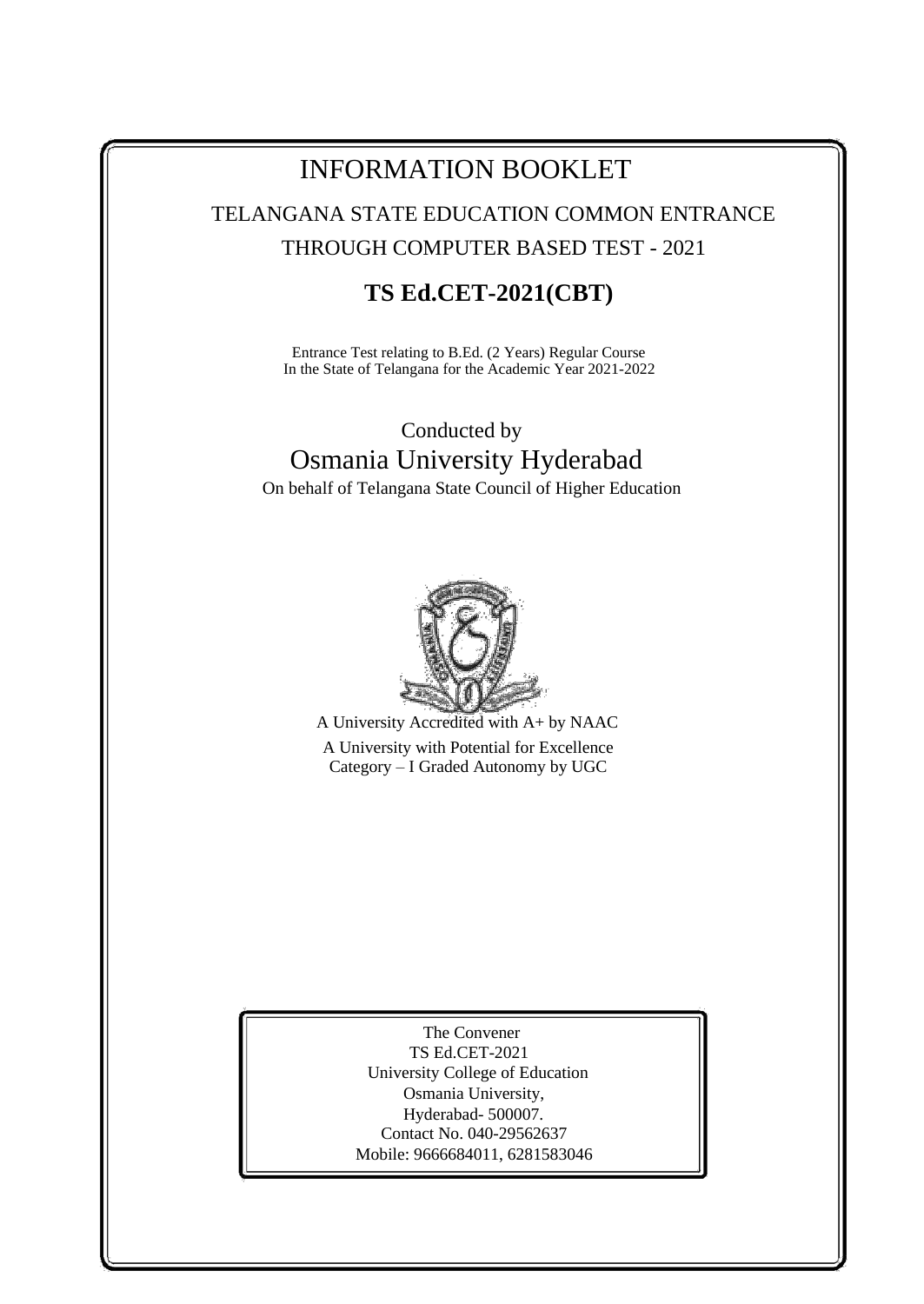# INFORMATION BOOKLET

## TELANGANA STATE EDUCATION COMMON ENTRANCE THROUGH COMPUTER BASED TEST - 2021

## TS Ed.CET-2021(CBT)

Entrance Test relating to B.Ed. (2 Years) Regular Course
In the State of Telangana for the Academic Year 2021-2022

Conducted by

## Osmania University Hyderabad

On behalf of Telangana State Council of Higher Education

A University Accredited with A+ by NAAC

A University with Potential for Excellence
Category – I Graded Autonomy by UGC

The Convener
TS Ed.CET-2021
University College of Education
Osmania University,
Hyderabad- 500007.
Contact No. 040-29562637
Mobile: 9666684011, 6281583046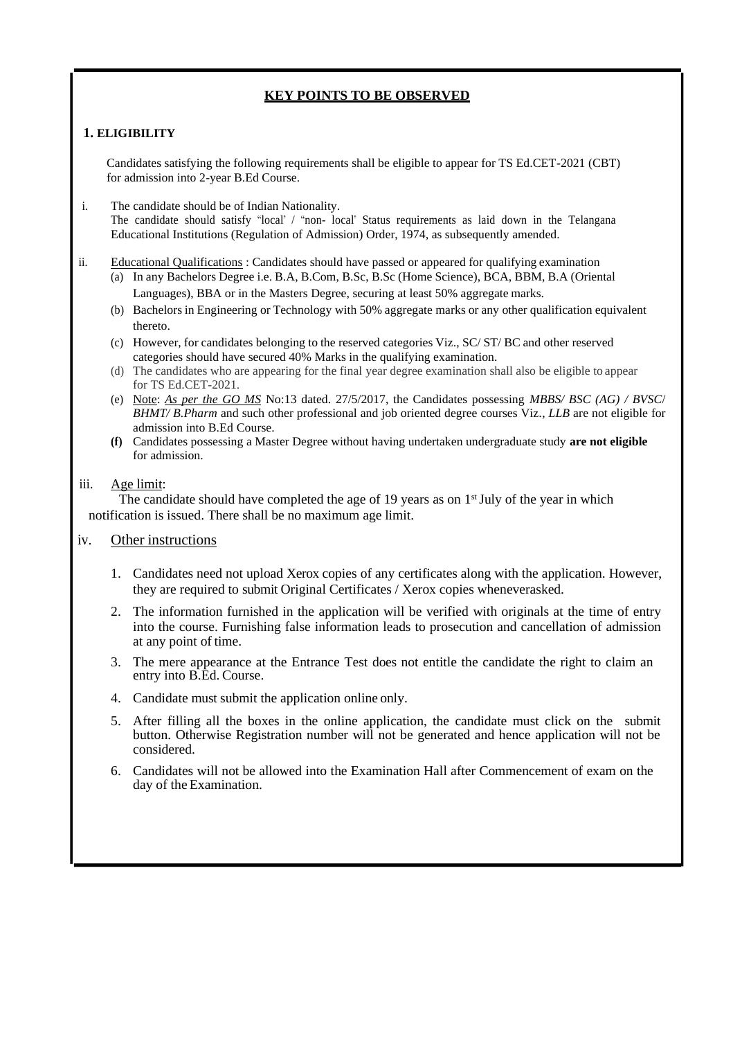## KEY POINTS TO BE OBSERVED

### 1. ELIGIBILITY

Candidates satisfying the following requirements shall be eligible to appear for TS Ed.CET-2021 (CBT) for admission into 2-year B.Ed Course.

i. The candidate should be of Indian Nationality.
The candidate should satisfy "local' / "non- local' Status requirements as laid down in the Telangana Educational Institutions (Regulation of Admission) Order, 1974, as subsequently amended.

ii. Educational Qualifications : Candidates should have passed or appeared for qualifying examination
   - (a) In any Bachelors Degree i.e. B.A, B.Com, B.Sc, B.Sc (Home Science), BCA, BBM, B.A (Oriental Languages), BBA or in the Masters Degree, securing at least 50% aggregate marks.
   - (b) Bachelors in Engineering or Technology with 50% aggregate marks or any other qualification equivalent thereto.
   - (c) However, for candidates belonging to the reserved categories Viz., SC/ ST/ BC and other reserved categories should have secured 40% Marks in the qualifying examination.
   - (d) The candidates who are appearing for the final year degree examination shall also be eligible to appear for TS Ed.CET-2021.
   - (e) Note: *As per the GO MS* No:13 dated. 27/5/2017, the Candidates possessing *MBBS/ BSC (AG) / BVSC/ BHMT/ B.Pharm* and such other professional and job oriented degree courses Viz., *LLB* are not eligible for admission into B.Ed Course.
   - **(f)** Candidates possessing a Master Degree without having undertaken undergraduate study **are not eligible** for admission.

iii. Age limit:
The candidate should have completed the age of 19 years as on 1st July of the year in which notification is issued. There shall be no maximum age limit.

iv. Other instructions

1. Candidates need not upload Xerox copies of any certificates along with the application. However, they are required to submit Original Certificates / Xerox copies wheneverasked.
2. The information furnished in the application will be verified with originals at the time of entry into the course. Furnishing false information leads to prosecution and cancellation of admission at any point of time.
3. The mere appearance at the Entrance Test does not entitle the candidate the right to claim an entry into B.Ed. Course.
4. Candidate must submit the application online only.
5. After filling all the boxes in the online application, the candidate must click on the submit button. Otherwise Registration number will not be generated and hence application will not be considered.
6. Candidates will not be allowed into the Examination Hall after Commencement of exam on the day of the Examination.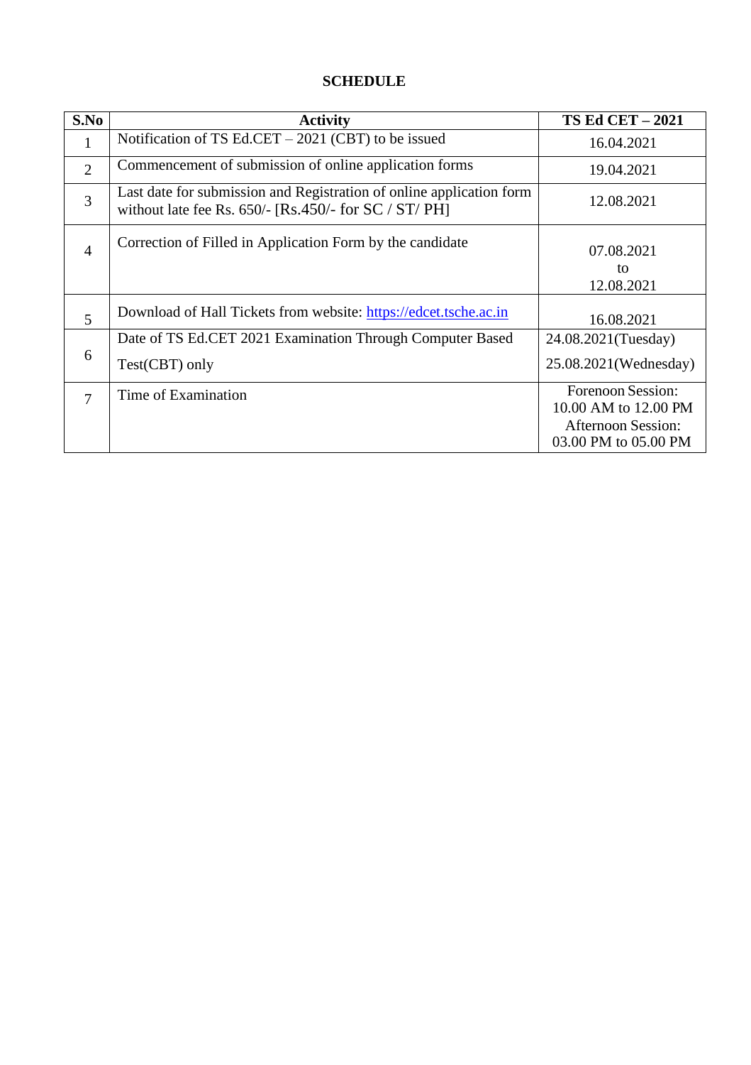## SCHEDULE

| S.No | Activity | TS Ed CET – 2021 |
|---|---|---|
| 1 | Notification of TS Ed.CET – 2021 (CBT) to be issued | 16.04.2021 |
| 2 | Commencement of submission of online application forms | 19.04.2021 |
| 3 | Last date for submission and Registration of online application form without late fee Rs. 650/- [Rs.450/- for SC / ST/ PH] | 12.08.2021 |
| 4 | Correction of Filled in Application Form by the candidate | 07.08.2021 to 12.08.2021 |
| 5 | Download of Hall Tickets from website: https://edcet.tsche.ac.in | 16.08.2021 |
| 6 | Date of TS Ed.CET 2021 Examination Through Computer Based Test(CBT) only | 24.08.2021(Tuesday) 25.08.2021(Wednesday) |
| 7 | Time of Examination | Forenoon Session: 10.00 AM to 12.00 PM Afternoon Session: 03.00 PM to 05.00 PM |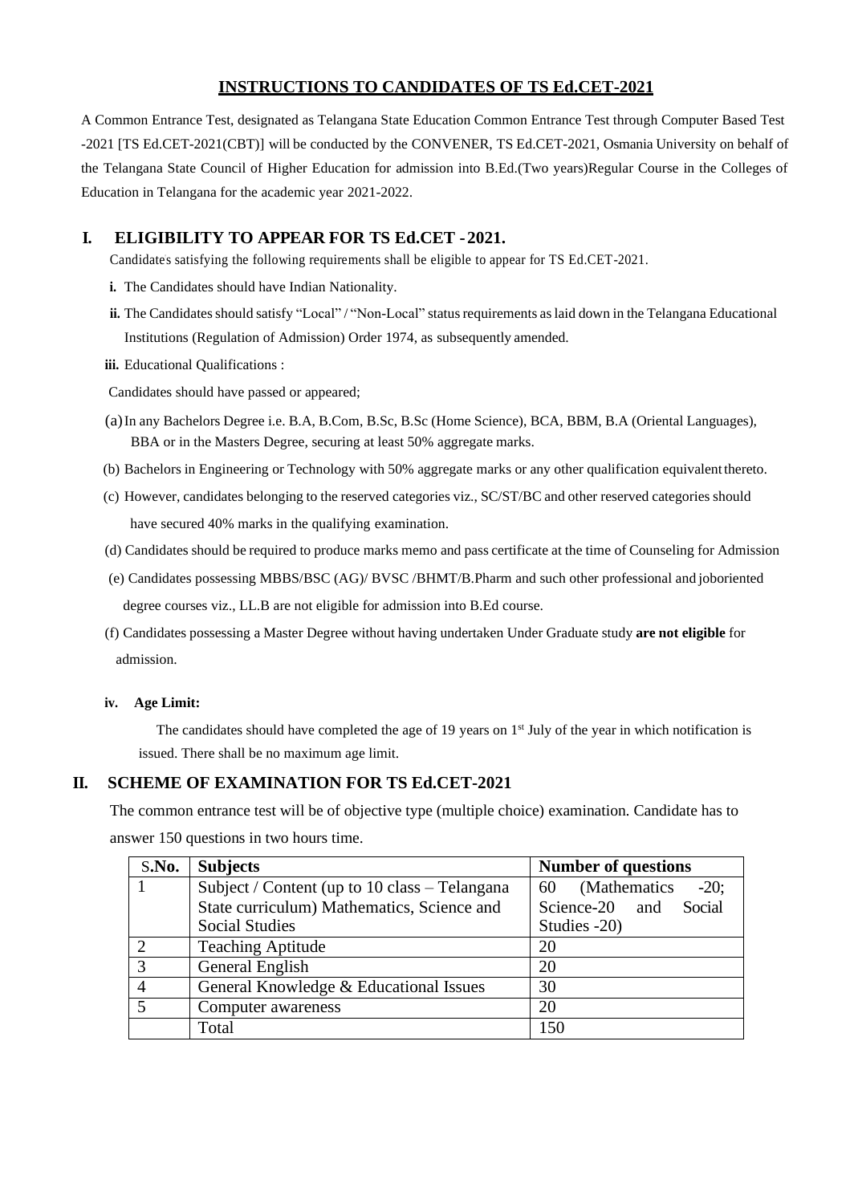## INSTRUCTIONS TO CANDIDATES OF TS Ed.CET-2021

A Common Entrance Test, designated as Telangana State Education Common Entrance Test through Computer Based Test -2021 [TS Ed.CET-2021(CBT)] will be conducted by the CONVENER, TS Ed.CET-2021, Osmania University on behalf of the Telangana State Council of Higher Education for admission into B.Ed.(Two years)Regular Course in the Colleges of Education in Telangana for the academic year 2021-2022.

## I. ELIGIBILITY TO APPEAR FOR TS Ed.CET - 2021.

Candidate's satisfying the following requirements shall be eligible to appear for TS Ed.CET-2021.

**i.** The Candidates should have Indian Nationality.

**ii.** The Candidates should satisfy "Local" / "Non-Local" status requirements as laid down in the Telangana Educational Institutions (Regulation of Admission) Order 1974, as subsequently amended.

**iii.** Educational Qualifications :

Candidates should have passed or appeared;

(a) In any Bachelors Degree i.e. B.A, B.Com, B.Sc, B.Sc (Home Science), BCA, BBM, B.A (Oriental Languages), BBA or in the Masters Degree, securing at least 50% aggregate marks.

(b) Bachelors in Engineering or Technology with 50% aggregate marks or any other qualification equivalent thereto.

(c) However, candidates belonging to the reserved categories viz., SC/ST/BC and other reserved categories should have secured 40% marks in the qualifying examination.

(d) Candidates should be required to produce marks memo and pass certificate at the time of Counseling for Admission

(e) Candidates possessing MBBS/BSC (AG)/ BVSC /BHMT/B.Pharm and such other professional and joboriented degree courses viz., LL.B are not eligible for admission into B.Ed course.

(f) Candidates possessing a Master Degree without having undertaken Under Graduate study **are not eligible** for admission.

**iv. Age Limit:**

The candidates should have completed the age of 19 years on 1st July of the year in which notification is issued. There shall be no maximum age limit.

## II. SCHEME OF EXAMINATION FOR TS Ed.CET-2021

The common entrance test will be of objective type (multiple choice) examination. Candidate has to answer 150 questions in two hours time.

| S.No. | Subjects | Number of questions |
|---|---|---|
| 1 | Subject / Content (up to 10 class – Telangana State curriculum) Mathematics, Science and Social Studies | 60 (Mathematics -20; Science-20 and Social Studies -20) |
| 2 | Teaching Aptitude | 20 |
| 3 | General English | 20 |
| 4 | General Knowledge & Educational Issues | 30 |
| 5 | Computer awareness | 20 |
| | Total | 150 |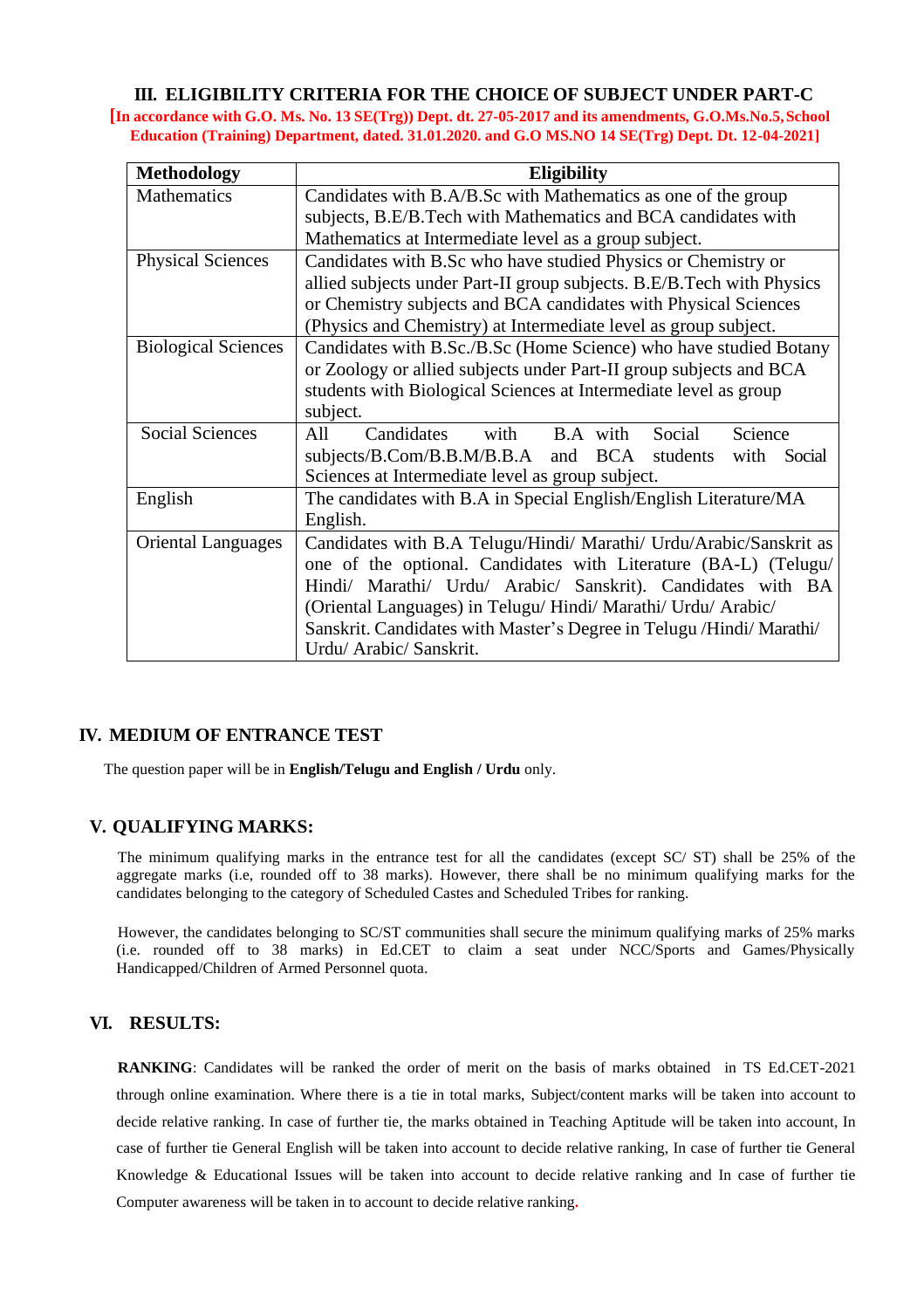## III. ELIGIBILITY CRITERIA FOR THE CHOICE OF SUBJECT UNDER PART-C

**[In accordance with G.O. Ms. No. 13 SE(Trg)) Dept. dt. 27-05-2017 and its amendments, G.O.Ms.No.5, School Education (Training) Department, dated. 31.01.2020. and G.O MS.NO 14 SE(Trg) Dept. Dt. 12-04-2021]**

| Methodology | Eligibility |
|---|---|
| Mathematics | Candidates with B.A/B.Sc with Mathematics as one of the group subjects, B.E/B.Tech with Mathematics and BCA candidates with Mathematics at Intermediate level as a group subject. |
| Physical Sciences | Candidates with B.Sc who have studied Physics or Chemistry or allied subjects under Part-II group subjects. B.E/B.Tech with Physics or Chemistry subjects and BCA candidates with Physical Sciences (Physics and Chemistry) at Intermediate level as group subject. |
| Biological Sciences | Candidates with B.Sc./B.Sc (Home Science) who have studied Botany or Zoology or allied subjects under Part-II group subjects and BCA students with Biological Sciences at Intermediate level as group subject. |
| Social Sciences | All Candidates with B.A with Social Science subjects/B.Com/B.B.M/B.B.A and BCA students with Social Sciences at Intermediate level as group subject. |
| English | The candidates with B.A in Special English/English Literature/MA English. |
| Oriental Languages | Candidates with B.A Telugu/Hindi/ Marathi/ Urdu/Arabic/Sanskrit as one of the optional. Candidates with Literature (BA-L) (Telugu/ Hindi/ Marathi/ Urdu/ Arabic/ Sanskrit). Candidates with BA (Oriental Languages) in Telugu/ Hindi/ Marathi/ Urdu/ Arabic/ Sanskrit. Candidates with Master's Degree in Telugu /Hindi/ Marathi/ Urdu/ Arabic/ Sanskrit. |

## IV. MEDIUM OF ENTRANCE TEST

The question paper will be in **English/Telugu and English / Urdu** only.

## V. QUALIFYING MARKS:

The minimum qualifying marks in the entrance test for all the candidates (except SC/ ST) shall be 25% of the aggregate marks (i.e, rounded off to 38 marks). However, there shall be no minimum qualifying marks for the candidates belonging to the category of Scheduled Castes and Scheduled Tribes for ranking.

However, the candidates belonging to SC/ST communities shall secure the minimum qualifying marks of 25% marks (i.e. rounded off to 38 marks) in Ed.CET to claim a seat under NCC/Sports and Games/Physically Handicapped/Children of Armed Personnel quota.

## VI. RESULTS:

**RANKING**: Candidates will be ranked the order of merit on the basis of marks obtained in TS Ed.CET-2021 through online examination. Where there is a tie in total marks, Subject/content marks will be taken into account to decide relative ranking. In case of further tie, the marks obtained in Teaching Aptitude will be taken into account, In case of further tie General English will be taken into account to decide relative ranking, In case of further tie General Knowledge & Educational Issues will be taken into account to decide relative ranking and In case of further tie Computer awareness will be taken in to account to decide relative ranking.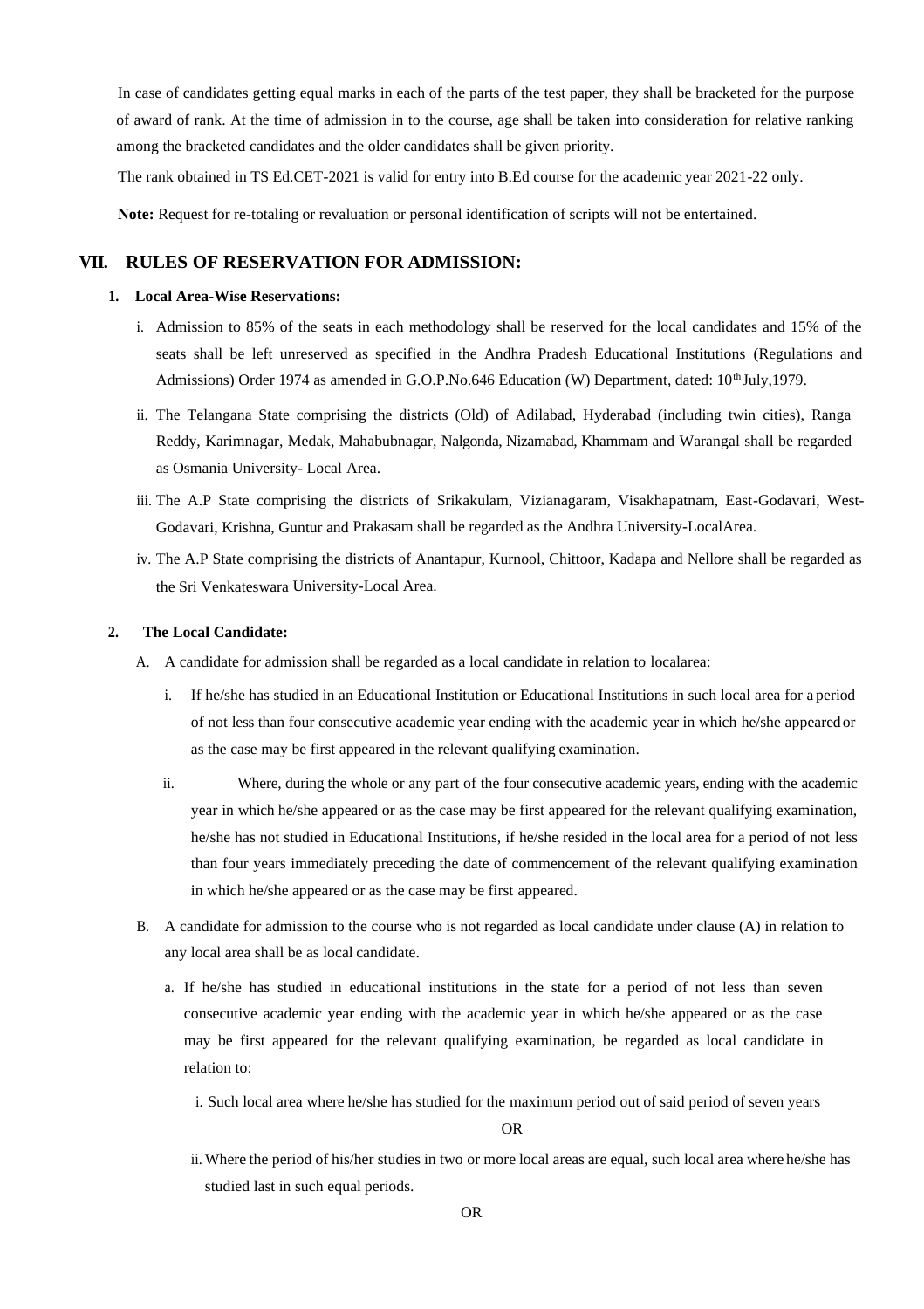In case of candidates getting equal marks in each of the parts of the test paper, they shall be bracketed for the purpose of award of rank. At the time of admission in to the course, age shall be taken into consideration for relative ranking among the bracketed candidates and the older candidates shall be given priority.

The rank obtained in TS Ed.CET-2021 is valid for entry into B.Ed course for the academic year 2021-22 only.

**Note:** Request for re-totaling or revaluation or personal identification of scripts will not be entertained.

## VII. RULES OF RESERVATION FOR ADMISSION:

**1. Local Area-Wise Reservations:**

i. Admission to 85% of the seats in each methodology shall be reserved for the local candidates and 15% of the seats shall be left unreserved as specified in the Andhra Pradesh Educational Institutions (Regulations and Admissions) Order 1974 as amended in G.O.P.No.646 Education (W) Department, dated: 10th July,1979.

ii. The Telangana State comprising the districts (Old) of Adilabad, Hyderabad (including twin cities), Ranga Reddy, Karimnagar, Medak, Mahabubnagar, Nalgonda, Nizamabad, Khammam and Warangal shall be regarded as Osmania University- Local Area.

iii. The A.P State comprising the districts of Srikakulam, Vizianagaram, Visakhapatnam, East-Godavari, West-Godavari, Krishna, Guntur and Prakasam shall be regarded as the Andhra University-LocalArea.

iv. The A.P State comprising the districts of Anantapur, Kurnool, Chittoor, Kadapa and Nellore shall be regarded as the Sri Venkateswara University-Local Area.

**2. The Local Candidate:**

A. A candidate for admission shall be regarded as a local candidate in relation to localarea:

i. If he/she has studied in an Educational Institution or Educational Institutions in such local area for a period of not less than four consecutive academic year ending with the academic year in which he/she appeared or as the case may be first appeared in the relevant qualifying examination.

ii. Where, during the whole or any part of the four consecutive academic years, ending with the academic year in which he/she appeared or as the case may be first appeared for the relevant qualifying examination, he/she has not studied in Educational Institutions, if he/she resided in the local area for a period of not less than four years immediately preceding the date of commencement of the relevant qualifying examination in which he/she appeared or as the case may be first appeared.

B. A candidate for admission to the course who is not regarded as local candidate under clause (A) in relation to any local area shall be as local candidate.

a. If he/she has studied in educational institutions in the state for a period of not less than seven consecutive academic year ending with the academic year in which he/she appeared or as the case may be first appeared for the relevant qualifying examination, be regarded as local candidate in relation to:

i. Such local area where he/she has studied for the maximum period out of said period of seven years

OR

ii. Where the period of his/her studies in two or more local areas are equal, such local area where he/she has studied last in such equal periods.

OR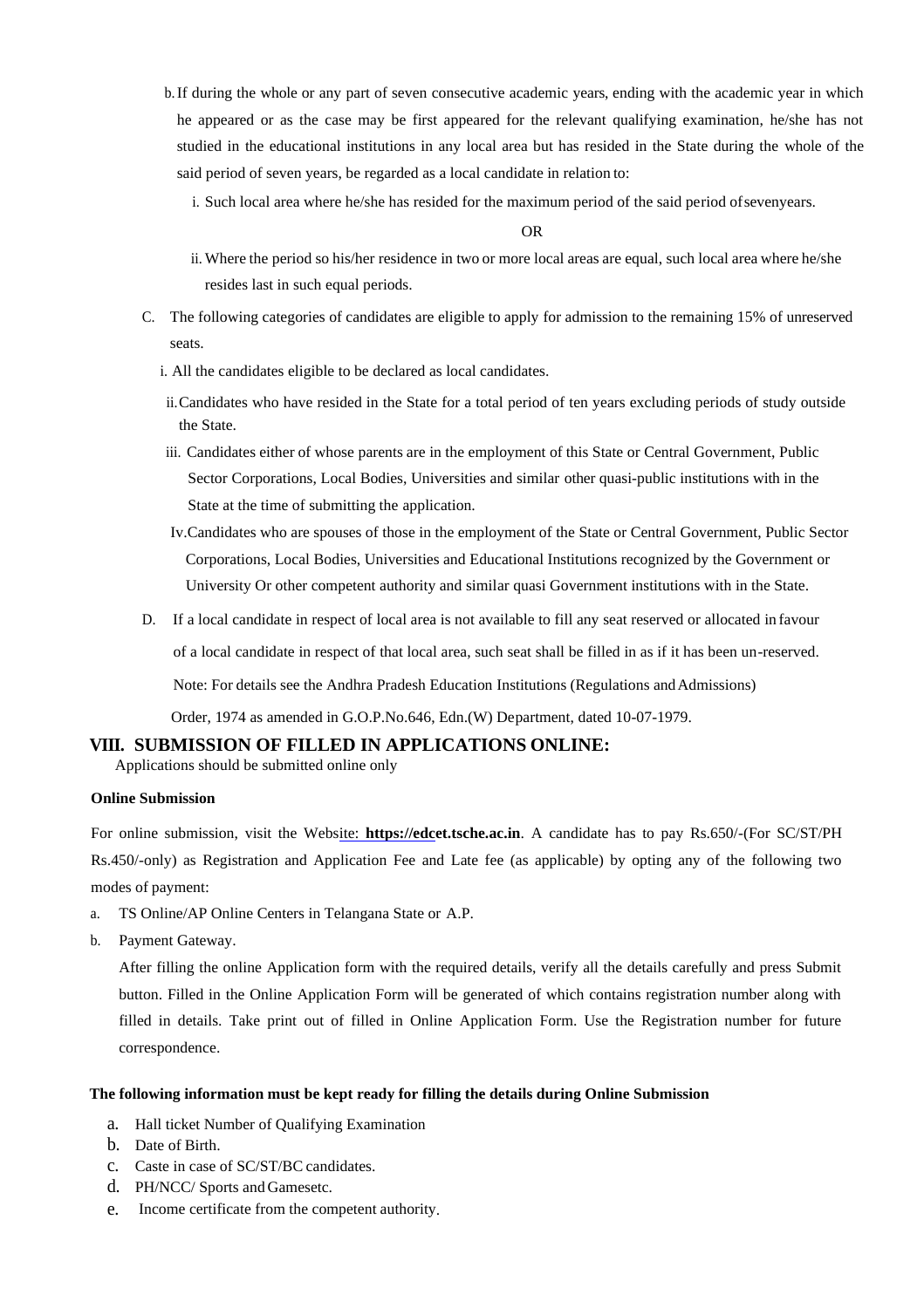b. If during the whole or any part of seven consecutive academic years, ending with the academic year in which he appeared or as the case may be first appeared for the relevant qualifying examination, he/she has not studied in the educational institutions in any local area but has resided in the State during the whole of the said period of seven years, be regarded as a local candidate in relation to:

i. Such local area where he/she has resided for the maximum period of the said period of seven years.

OR

ii. Where the period so his/her residence in two or more local areas are equal, such local area where he/she resides last in such equal periods.

C. The following categories of candidates are eligible to apply for admission to the remaining 15% of unreserved seats.

i. All the candidates eligible to be declared as local candidates.

ii. Candidates who have resided in the State for a total period of ten years excluding periods of study outside the State.

iii. Candidates either of whose parents are in the employment of this State or Central Government, Public Sector Corporations, Local Bodies, Universities and similar other quasi-public institutions with in the State at the time of submitting the application.

Iv. Candidates who are spouses of those in the employment of the State or Central Government, Public Sector Corporations, Local Bodies, Universities and Educational Institutions recognized by the Government or University Or other competent authority and similar quasi Government institutions with in the State.

D. If a local candidate in respect of local area is not available to fill any seat reserved or allocated in favour of a local candidate in respect of that local area, such seat shall be filled in as if it has been un-reserved.

Note: For details see the Andhra Pradesh Education Institutions (Regulations and Admissions) Order, 1974 as amended in G.O.P.No.646, Edn.(W) Department, dated 10-07-1979.

## VIII. SUBMISSION OF FILLED IN APPLICATIONS ONLINE:

Applications should be submitted online only

**Online Submission**

For online submission, visit the Website: **https://edcet.tsche.ac.in**. A candidate has to pay Rs.650/-(For SC/ST/PH Rs.450/-only) as Registration and Application Fee and Late fee (as applicable) by opting any of the following two modes of payment:

a. TS Online/AP Online Centers in Telangana State or A.P.
b. Payment Gateway.

After filling the online Application form with the required details, verify all the details carefully and press Submit button. Filled in the Online Application Form will be generated of which contains registration number along with filled in details. Take print out of filled in Online Application Form. Use the Registration number for future correspondence.

**The following information must be kept ready for filling the details during Online Submission**

a. Hall ticket Number of Qualifying Examination
b. Date of Birth.
c. Caste in case of SC/ST/BC candidates.
d. PH/NCC/ Sports and Gamesetc.
e. Income certificate from the competent authority.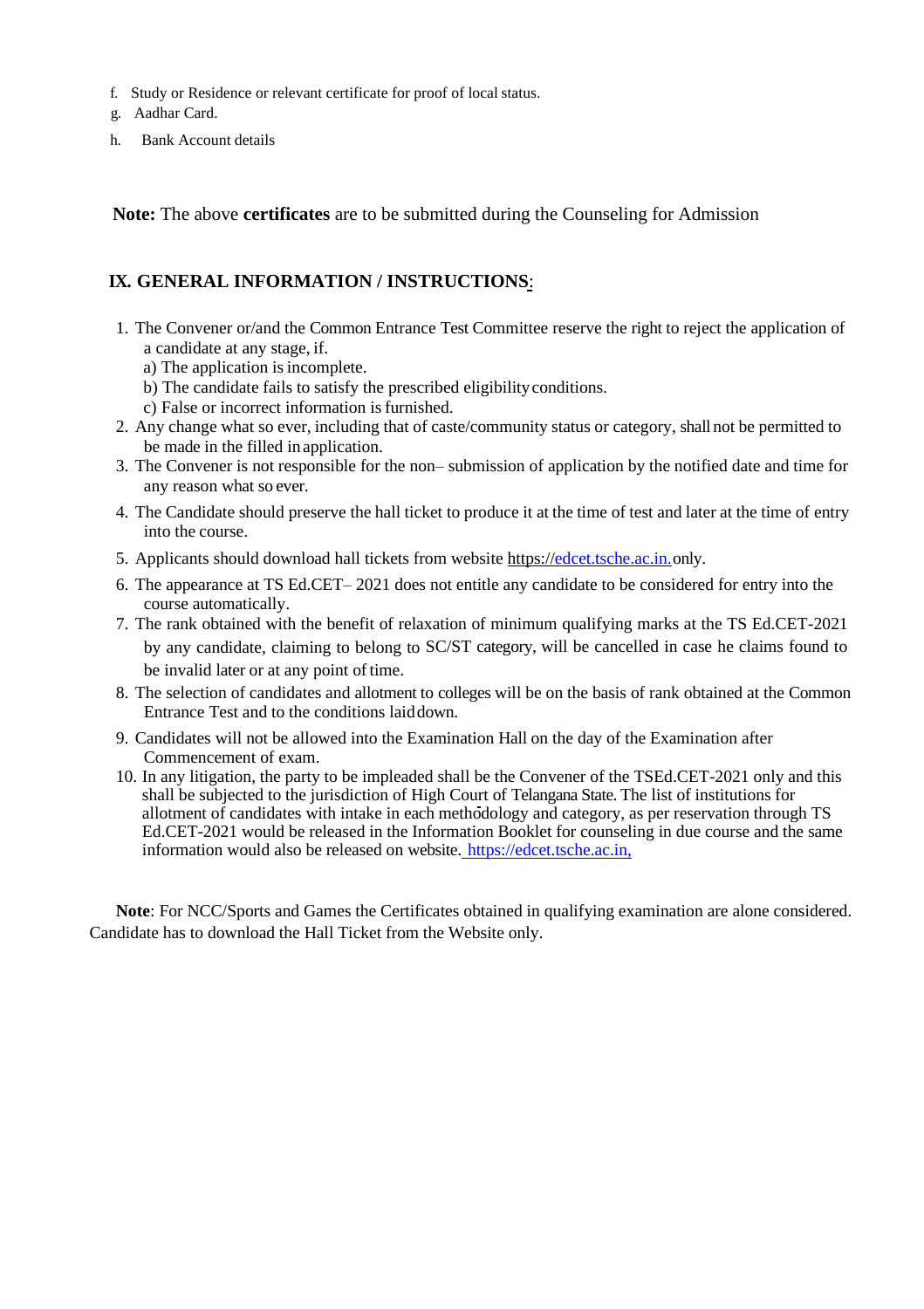f. Study or Residence or relevant certificate for proof of local status.

g. Aadhar Card.

h. Bank Account details

**Note:** The above **certificates** are to be submitted during the Counseling for Admission

## IX. GENERAL INFORMATION / INSTRUCTIONS:

1. The Convener or/and the Common Entrance Test Committee reserve the right to reject the application of a candidate at any stage, if.
   a) The application is incomplete.
   b) The candidate fails to satisfy the prescribed eligibility conditions.
   c) False or incorrect information is furnished.
2. Any change what so ever, including that of caste/community status or category, shall not be permitted to be made in the filled in application.
3. The Convener is not responsible for the non– submission of application by the notified date and time for any reason what so ever.
4. The Candidate should preserve the hall ticket to produce it at the time of test and later at the time of entry into the course.
5. Applicants should download hall tickets from website https://edcet.tsche.ac.in. only.
6. The appearance at TS Ed.CET– 2021 does not entitle any candidate to be considered for entry into the course automatically.
7. The rank obtained with the benefit of relaxation of minimum qualifying marks at the TS Ed.CET-2021 by any candidate, claiming to belong to SC/ST category, will be cancelled in case he claims found to be invalid later or at any point of time.
8. The selection of candidates and allotment to colleges will be on the basis of rank obtained at the Common Entrance Test and to the conditions laid down.
9. Candidates will not be allowed into the Examination Hall on the day of the Examination after Commencement of exam.
10. In any litigation, the party to be impleaded shall be the Convener of the TSEd.CET-2021 only and this shall be subjected to the jurisdiction of High Court of Telangana State. The list of institutions for allotment of candidates with intake in each methodology and category, as per reservation through TS Ed.CET-2021 would be released in the Information Booklet for counseling in due course and the same information would also be released on website. https://edcet.tsche.ac.in,

**Note**: For NCC/Sports and Games the Certificates obtained in qualifying examination are alone considered. Candidate has to download the Hall Ticket from the Website only.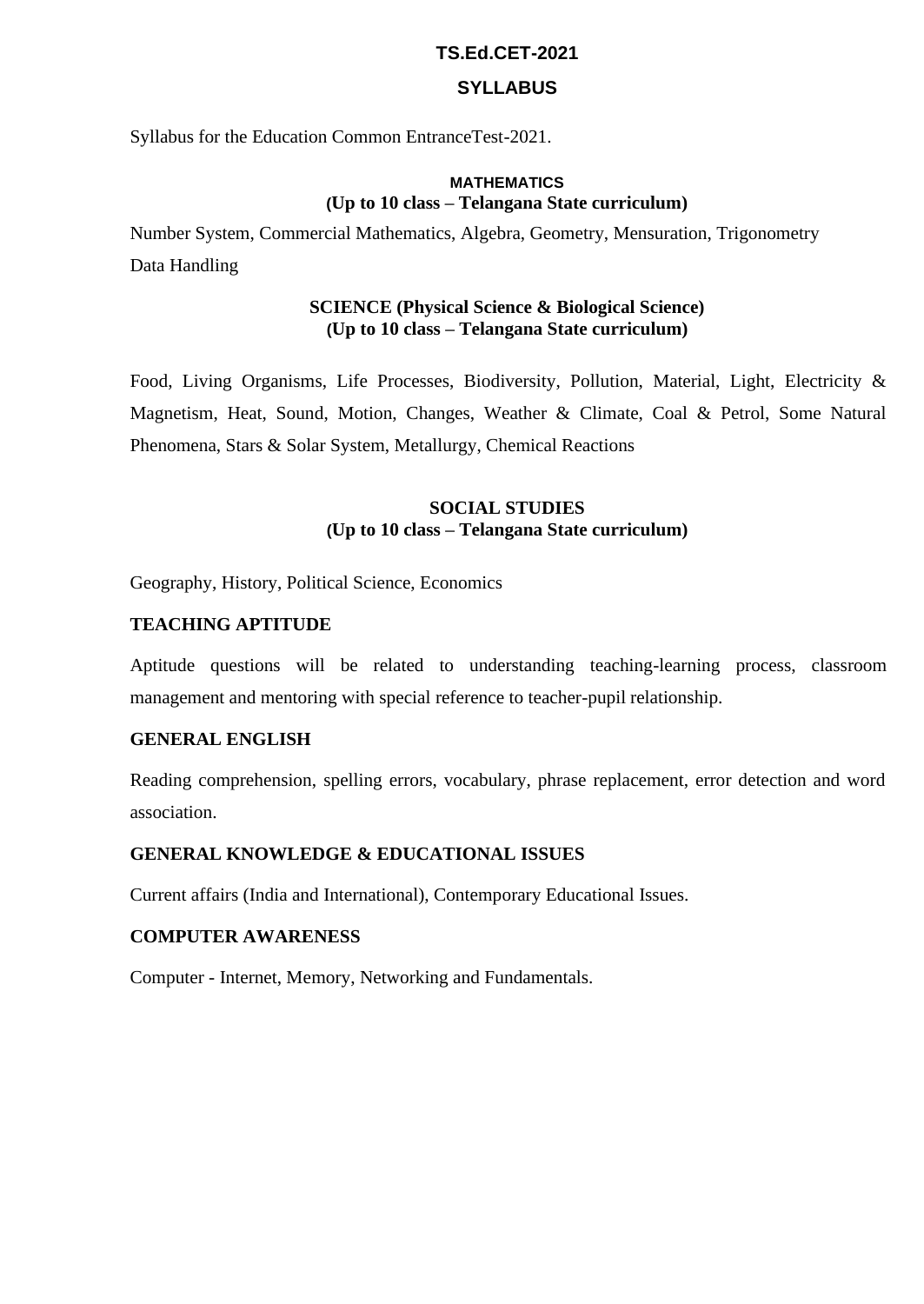# TS.Ed.CET-2021

## SYLLABUS

Syllabus for the Education Common EntranceTest-2021.

### MATHEMATICS
**(Up to 10 class – Telangana State curriculum)**

Number System, Commercial Mathematics, Algebra, Geometry, Mensuration, Trigonometry Data Handling

### SCIENCE (Physical Science & Biological Science)
**(Up to 10 class – Telangana State curriculum)**

Food, Living Organisms, Life Processes, Biodiversity, Pollution, Material, Light, Electricity & Magnetism, Heat, Sound, Motion, Changes, Weather & Climate, Coal & Petrol, Some Natural Phenomena, Stars & Solar System, Metallurgy, Chemical Reactions

### SOCIAL STUDIES
**(Up to 10 class – Telangana State curriculum)**

Geography, History, Political Science, Economics

### TEACHING APTITUDE

Aptitude questions will be related to understanding teaching-learning process, classroom management and mentoring with special reference to teacher-pupil relationship.

### GENERAL ENGLISH

Reading comprehension, spelling errors, vocabulary, phrase replacement, error detection and word association.

### GENERAL KNOWLEDGE & EDUCATIONAL ISSUES

Current affairs (India and International), Contemporary Educational Issues.

### COMPUTER AWARENESS

Computer - Internet, Memory, Networking and Fundamentals.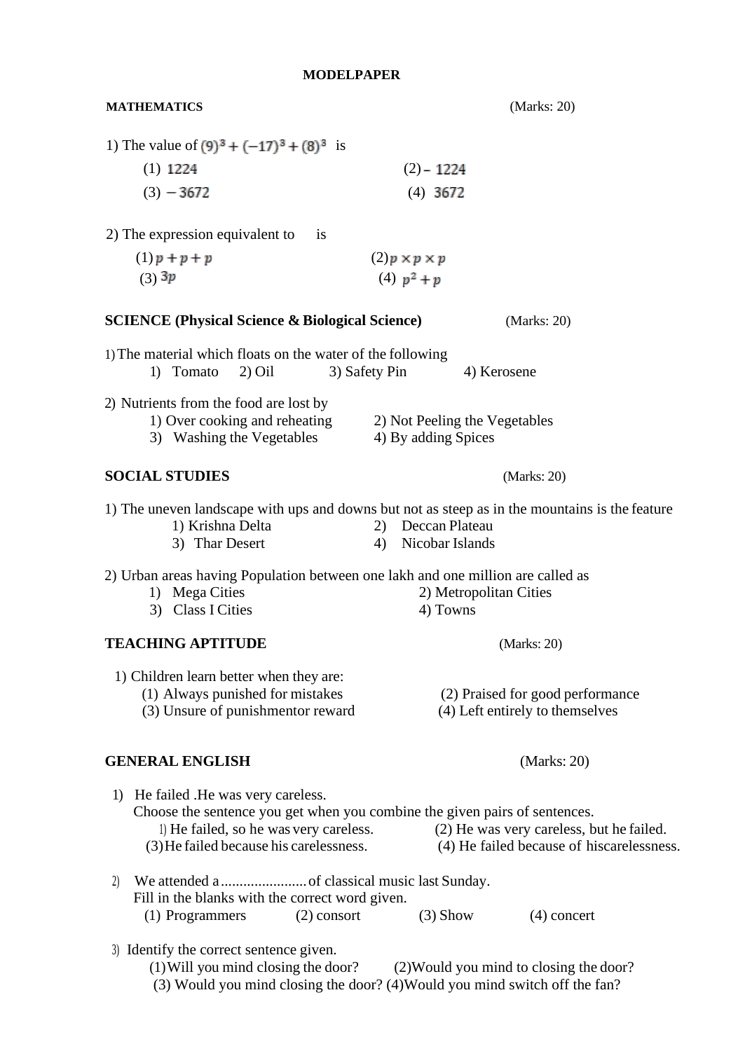**MODELPAPER**

**MATHEMATICS** (Marks: 20)

1) The value of $(9)^3 + (-17)^3 + (8)^3$ is

(1) $1224$ (2) $-1224$

(3) $-3672$ (4) $3672$

2) The expression equivalent to is

(1) $p + p + p$ (2) $p \times p \times p$

(3) $3p$ (4) $p^2 + p$

**SCIENCE (Physical Science & Biological Science)** (Marks: 20)

1) The material which floats on the water of the following

1) Tomato 2) Oil 3) Safety Pin 4) Kerosene

2) Nutrients from the food are lost by

1) Over cooking and reheating 2) Not Peeling the Vegetables

3) Washing the Vegetables 4) By adding Spices

**SOCIAL STUDIES** (Marks: 20)

1) The uneven landscape with ups and downs but not as steep as in the mountains is the feature

1) Krishna Delta 2) Deccan Plateau

3) Thar Desert 4) Nicobar Islands

2) Urban areas having Population between one lakh and one million are called as

1) Mega Cities 2) Metropolitan Cities

3) Class I Cities 4) Towns

**TEACHING APTITUDE** (Marks: 20)

1) Children learn better when they are:

(1) Always punished for mistakes (2) Praised for good performance

(3) Unsure of punishmentor reward (4) Left entirely to themselves

**GENERAL ENGLISH** (Marks: 20)

1) He failed .He was very careless.

Choose the sentence you get when you combine the given pairs of sentences.

1) He failed, so he was very careless. (2) He was very careless, but he failed.

(3) He failed because his carelessness. (4) He failed because of hiscarelessness.

2) We attended a ...................... of classical music last Sunday.

Fill in the blanks with the correct word given.

(1) Programmers (2) consort (3) Show (4) concert

3) Identify the correct sentence given.

(1) Will you mind closing the door? (2) Would you mind to closing the door?

(3) Would you mind closing the door? (4) Would you mind switch off the fan?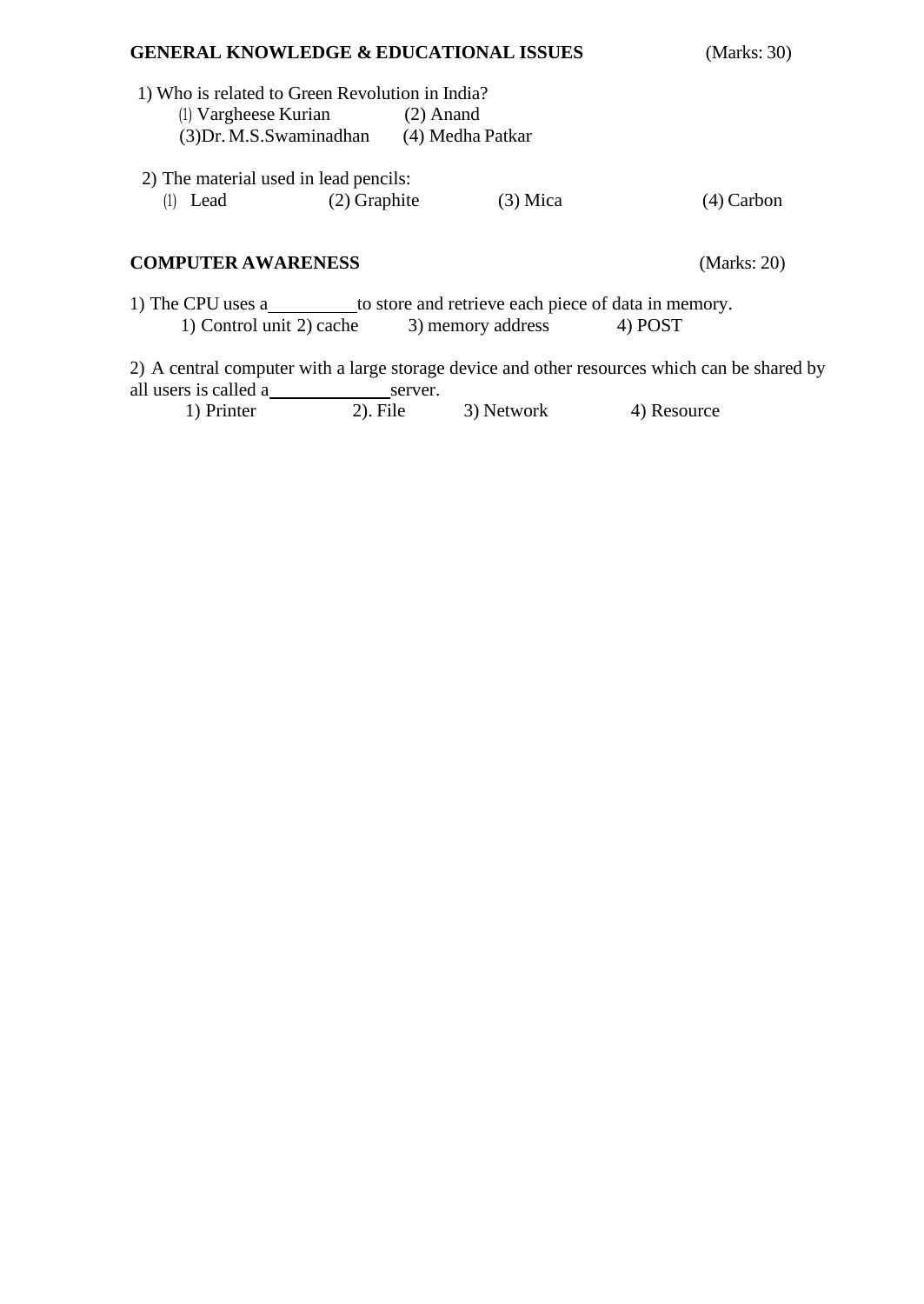**GENERAL KNOWLEDGE & EDUCATIONAL ISSUES** (Marks: 30)

1) Who is related to Green Revolution in India?

(1) Vargheese Kurian (2) Anand
(3)Dr. M.S.Swaminadhan (4) Medha Patkar

2) The material used in lead pencils:

(1) Lead (2) Graphite (3) Mica (4) Carbon

**COMPUTER AWARENESS** (Marks: 20)

1) The CPU uses a__________to store and retrieve each piece of data in memory.

1) Control unit 2) cache 3) memory address 4) POST

2) A central computer with a large storage device and other resources which can be shared by all users is called a______________server.

1) Printer 2). File 3) Network 4) Resource